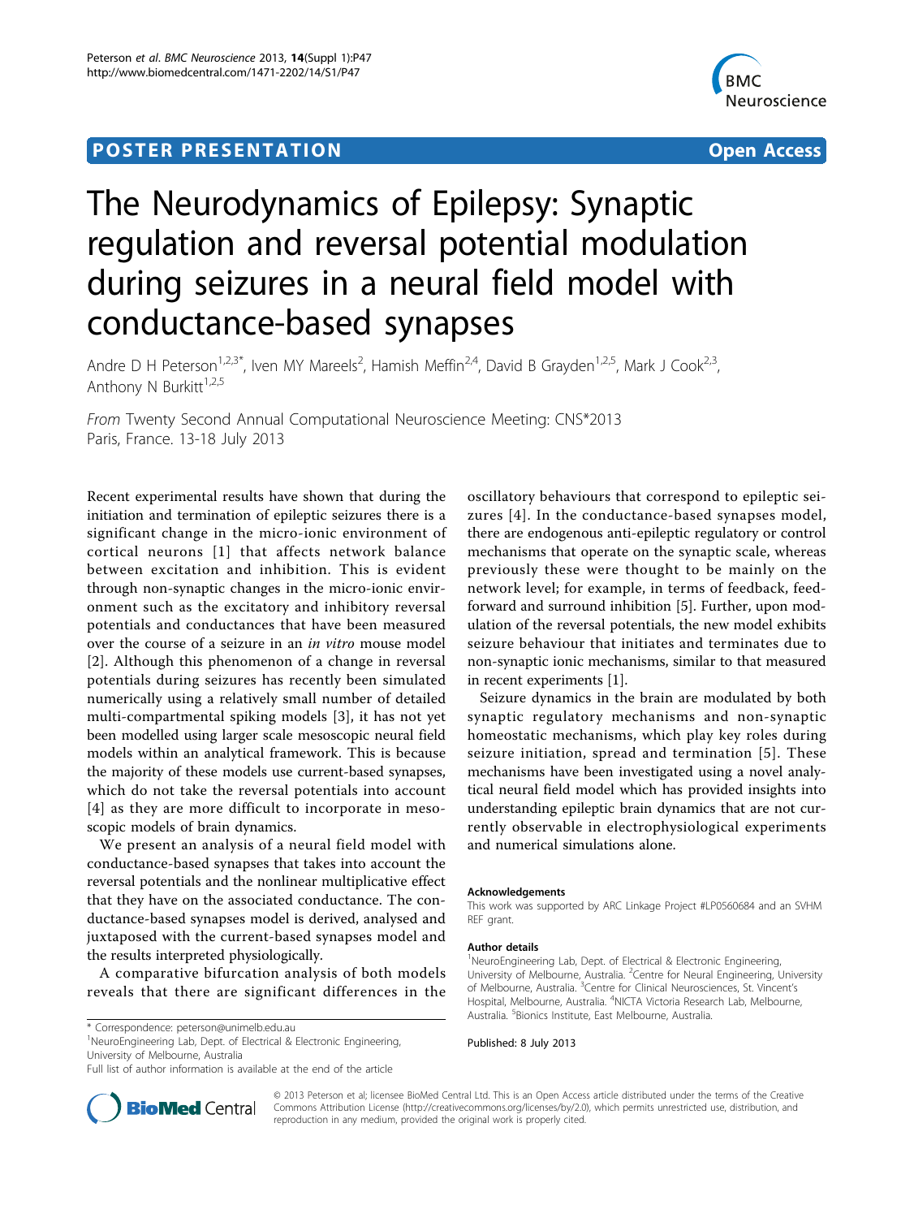**POSTER PRESENTATION** **Open Access**

# The Neurodynamics of Epilepsy: Synaptic regulation and reversal potential modulation during seizures in a neural field model with conductance-based synapses

Andre D H Peterson[1,2,3*], Iven MY Mareels[2], Hamish Meffin[2,4], David B Grayden[1,2,5], Mark J Cook[2,3], Anthony N Burkitt[1,2,5]

*From* Twenty Second Annual Computational Neuroscience Meeting: CNS*2013
Paris, France. 13-18 July 2013

Recent experimental results have shown that during the initiation and termination of epileptic seizures there is a significant change in the micro-ionic environment of cortical neurons [1] that affects network balance between excitation and inhibition. This is evident through non-synaptic changes in the micro-ionic environment such as the excitatory and inhibitory reversal potentials and conductances that have been measured over the course of a seizure in an *in vitro* mouse model [2]. Although this phenomenon of a change in reversal potentials during seizures has recently been simulated numerically using a relatively small number of detailed multi-compartmental spiking models [3], it has not yet been modelled using larger scale mesoscopic neural field models within an analytical framework. This is because the majority of these models use current-based synapses, which do not take the reversal potentials into account [4] as they are more difficult to incorporate in mesoscopic models of brain dynamics.

We present an analysis of a neural field model with conductance-based synapses that takes into account the reversal potentials and the nonlinear multiplicative effect that they have on the associated conductance. The conductance-based synapses model is derived, analysed and juxtaposed with the current-based synapses model and the results interpreted physiologically.

A comparative bifurcation analysis of both models reveals that there are significant differences in the oscillatory behaviours that correspond to epileptic seizures [4]. In the conductance-based synapses model, there are endogenous anti-epileptic regulatory or control mechanisms that operate on the synaptic scale, whereas previously these were thought to be mainly on the network level; for example, in terms of feedback, feed-forward and surround inhibition [5]. Further, upon modulation of the reversal potentials, the new model exhibits seizure behaviour that initiates and terminates due to non-synaptic ionic mechanisms, similar to that measured in recent experiments [1].

Seizure dynamics in the brain are modulated by both synaptic regulatory mechanisms and non-synaptic homeostatic mechanisms, which play key roles during seizure initiation, spread and termination [5]. These mechanisms have been investigated using a novel analytical neural field model which has provided insights into understanding epileptic brain dynamics that are not currently observable in electrophysiological experiments and numerical simulations alone.

#### Acknowledgements
This work was supported by ARC Linkage Project #LP0560684 and an SVHM REF grant.

#### Author details
[1]NeuroEngineering Lab, Dept. of Electrical & Electronic Engineering, University of Melbourne, Australia. [2]Centre for Neural Engineering, University of Melbourne, Australia. [3]Centre for Clinical Neurosciences, St. Vincent's Hospital, Melbourne, Australia. [4]NICTA Victoria Research Lab, Melbourne, Australia. [5]Bionics Institute, East Melbourne, Australia.

Published: 8 July 2013

* Correspondence: peterson@unimelb.edu.au
[1]NeuroEngineering Lab, Dept. of Electrical & Electronic Engineering, University of Melbourne, Australia
Full list of author information is available at the end of the article

© 2013 Peterson et al; licensee BioMed Central Ltd. This is an Open Access article distributed under the terms of the Creative Commons Attribution License (http://creativecommons.org/licenses/by/2.0), which permits unrestricted use, distribution, and reproduction in any medium, provided the original work is properly cited.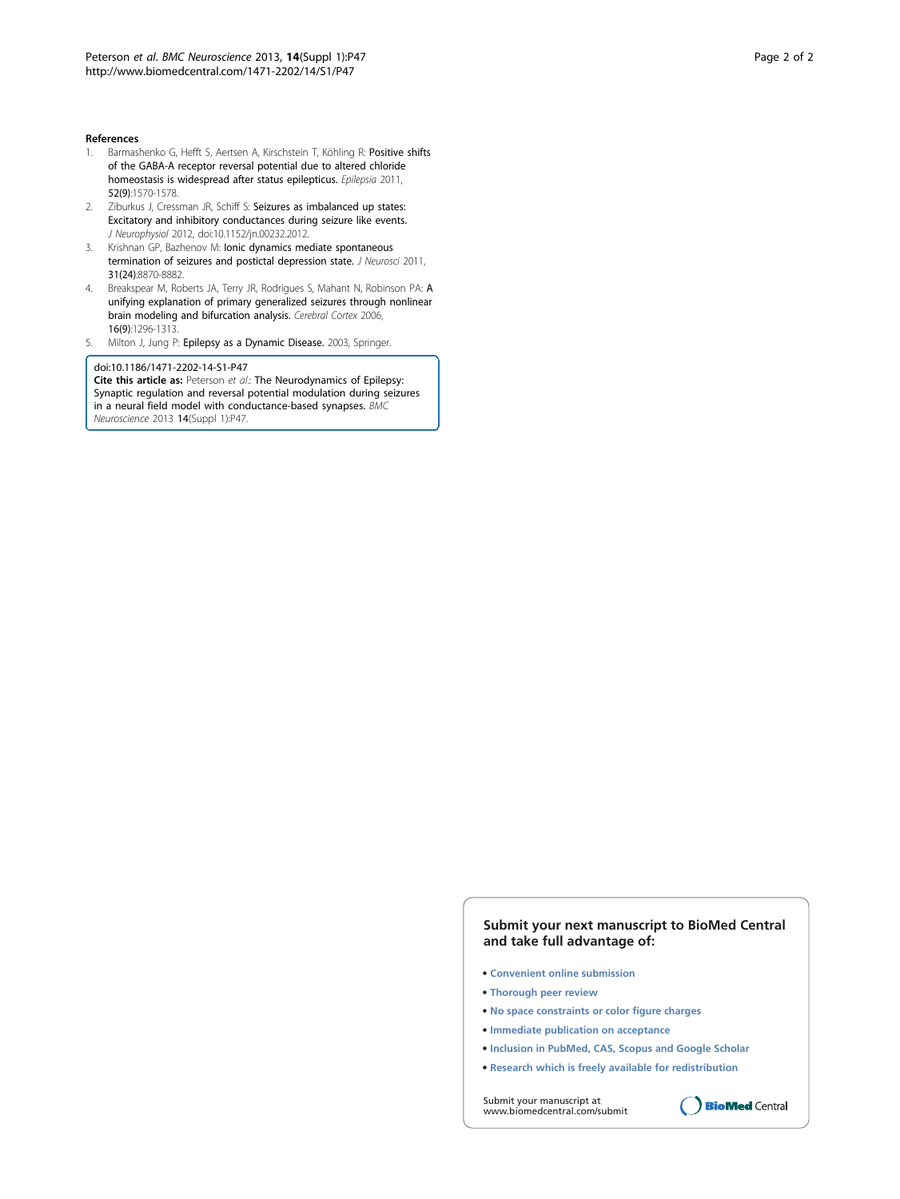## References

1. Barmashenko G, Hefft S, Aertsen A, Kirschstein T, Köhling R: **Positive shifts of the GABA-A receptor reversal potential due to altered chloride homeostasis is widespread after status epilepticus.** *Epilepsia* 2011, **52(9)**:1570-1578.
2. Ziburkus J, Cressman JR, Schiff S: **Seizures as imbalanced up states: Excitatory and inhibitory conductances during seizure like events.** *J Neurophysiol* 2012, doi:10.1152/jn.00232.2012.
3. Krishnan GP, Bazhenov M: **Ionic dynamics mediate spontaneous termination of seizures and postictal depression state.** *J Neurosci* 2011, **31(24)**:8870-8882.
4. Breakspear M, Roberts JA, Terry JR, Rodrigues S, Mahant N, Robinson PA: **A unifying explanation of primary generalized seizures through nonlinear brain modeling and bifurcation analysis.** *Cerebral Cortex* 2006, **16(9)**:1296-1313.
5. Milton J, Jung P: **Epilepsy as a Dynamic Disease.** 2003, Springer.

doi:10.1186/1471-2202-14-S1-P47

**Cite this article as:** Peterson *et al.*: The Neurodynamics of Epilepsy: Synaptic regulation and reversal potential modulation during seizures in a neural field model with conductance-based synapses. *BMC Neuroscience* 2013 **14**(Suppl 1):P47.

**Submit your next manuscript to BioMed Central and take full advantage of:**

- **Convenient online submission**
- **Thorough peer review**
- **No space constraints or color figure charges**
- **Immediate publication on acceptance**
- **Inclusion in PubMed, CAS, Scopus and Google Scholar**
- **Research which is freely available for redistribution**

Submit your manuscript at www.biomedcentral.com/submit

BioMed Central